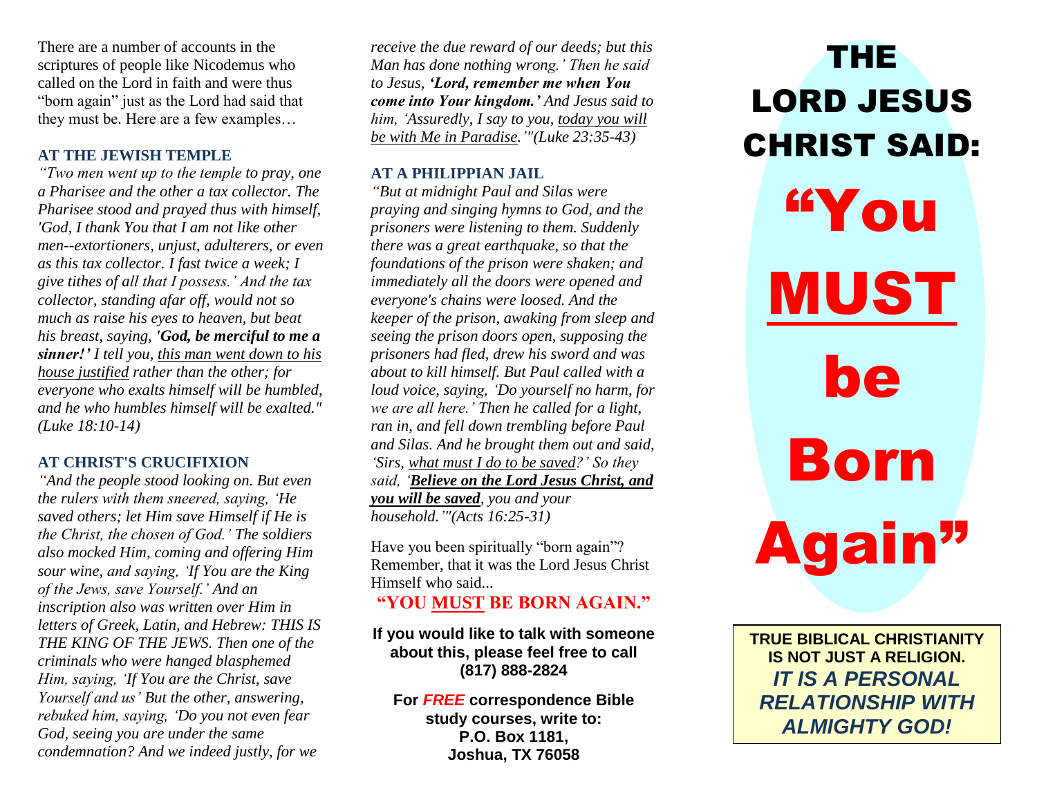There are a number of accounts in the scriptures of people like Nicodemus who called on the Lord in faith and were thus "born again" just as the Lord had said that they must be. Here are a few examples…

### AT THE JEWISH TEMPLE

*"Two men went up to the temple to pray, one a Pharisee and the other a tax collector. The Pharisee stood and prayed thus with himself, 'God, I thank You that I am not like other men--extortioners, unjust, adulterers, or even as this tax collector. I fast twice a week; I give tithes of all that I possess.' And the tax collector, standing afar off, would not so much as raise his eyes to heaven, but beat his breast, saying, '**God, be merciful to me a sinner!'** I tell you, this man went down to his house justified rather than the other; for everyone who exalts himself will be humbled, and he who humbles himself will be exalted." (Luke 18:10-14)*

### AT CHRIST'S CRUCIFIXION

*"And the people stood looking on. But even the rulers with them sneered, saying, 'He saved others; let Him save Himself if He is the Christ, the chosen of God.' The soldiers also mocked Him, coming and offering Him sour wine, and saying, 'If You are the King of the Jews, save Yourself.' And an inscription also was written over Him in letters of Greek, Latin, and Hebrew: THIS IS THE KING OF THE JEWS. Then one of the criminals who were hanged blasphemed Him, saying, 'If You are the Christ, save Yourself and us' But the other, answering, rebuked him, saying, 'Do you not even fear God, seeing you are under the same condemnation? And we indeed justly, for we receive the due reward of our deeds; but this Man has done nothing wrong.' Then he said to Jesus, **'Lord, remember me when You come into Your kingdom.'** And Jesus said to him, 'Assuredly, I say to you, today you will be with Me in Paradise.'"(Luke 23:35-43)*

### AT A PHILIPPIAN JAIL

*"But at midnight Paul and Silas were praying and singing hymns to God, and the prisoners were listening to them. Suddenly there was a great earthquake, so that the foundations of the prison were shaken; and immediately all the doors were opened and everyone's chains were loosed. And the keeper of the prison, awaking from sleep and seeing the prison doors open, supposing the prisoners had fled, drew his sword and was about to kill himself. But Paul called with a loud voice, saying, 'Do yourself no harm, for we are all here.' Then he called for a light, ran in, and fell down trembling before Paul and Silas. And he brought them out and said, 'Sirs, what must I do to be saved?' So they said, '**Believe on the Lord Jesus Christ, and you will be saved**, you and your household.'"(Acts 16:25-31)*

Have you been spiritually "born again"? Remember, that it was the Lord Jesus Christ Himself who said...

**"YOU MUST BE BORN AGAIN."**

**If you would like to talk with someone about this, please feel free to call (817) 888-2824**

**For *FREE* correspondence Bible study courses, write to:**
**P.O. Box 1181,**
**Joshua, TX 76058**

# THE LORD JESUS CHRIST SAID:

# "You MUST be Born Again"

**TRUE BIBLICAL CHRISTIANITY IS NOT JUST A RELIGION.**
***IT IS A PERSONAL RELATIONSHIP WITH ALMIGHTY GOD!***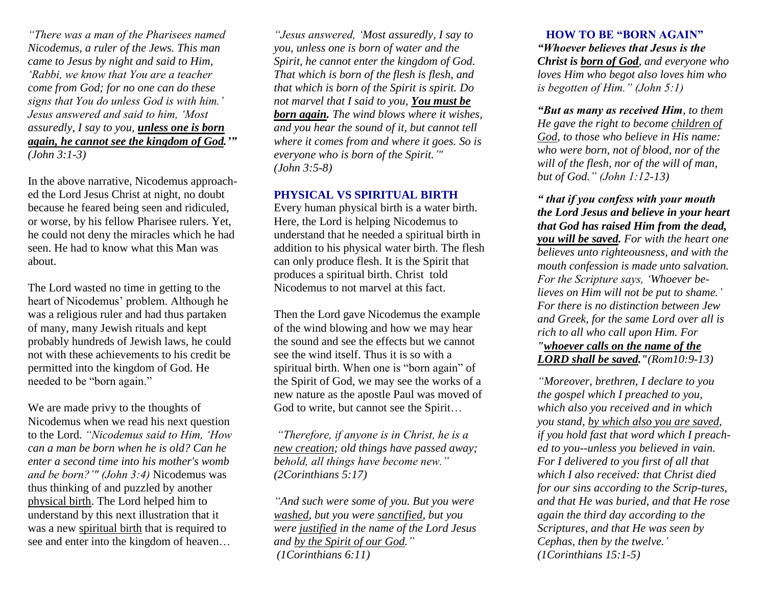*"There was a man of the Pharisees named Nicodemus, a ruler of the Jews. This man came to Jesus by night and said to Him, 'Rabbi, we know that You are a teacher come from God; for no one can do these signs that You do unless God is with him.' Jesus answered and said to him, 'Most assuredly, I say to you, **unless one is born again, he cannot see the kingdom of God**.'" (John 3:1-3)*

In the above narrative, Nicodemus approached the Lord Jesus Christ at night, no doubt because he feared being seen and ridiculed, or worse, by his fellow Pharisee rulers. Yet, he could not deny the miracles which he had seen. He had to know what this Man was about.

The Lord wasted no time in getting to the heart of Nicodemus' problem. Although he was a religious ruler and had thus partaken of many, many Jewish rituals and kept probably hundreds of Jewish laws, he could not with these achievements to his credit be permitted into the kingdom of God. He needed to be "born again."

We are made privy to the thoughts of Nicodemus when we read his next question to the Lord. *"Nicodemus said to Him, 'How can a man be born when he is old? Can he enter a second time into his mother's womb and be born?'" (John 3:4)* Nicodemus was thus thinking of and puzzled by another physical birth. The Lord helped him to understand by this next illustration that it was a new spiritual birth that is required to see and enter into the kingdom of heaven…

*"Jesus answered, 'Most assuredly, I say to you, unless one is born of water and the Spirit, he cannot enter the kingdom of God. That which is born of the flesh is flesh, and that which is born of the Spirit is spirit. Do not marvel that I said to you, **You must be born again.** The wind blows where it wishes, and you hear the sound of it, but cannot tell where it comes from and where it goes. So is everyone who is born of the Spirit.'" (John 3:5-8)*

## PHYSICAL VS SPIRITUAL BIRTH

Every human physical birth is a water birth. Here, the Lord is helping Nicodemus to understand that he needed a spiritual birth in addition to his physical water birth. The flesh can only produce flesh. It is the Spirit that produces a spiritual birth. Christ told Nicodemus to not marvel at this fact.

Then the Lord gave Nicodemus the example of the wind blowing and how we may hear the sound and see the effects but we cannot see the wind itself. Thus it is so with a spiritual birth. When one is "born again" of the Spirit of God, we may see the works of a new nature as the apostle Paul was moved of God to write, but cannot see the Spirit…

*"Therefore, if anyone is in Christ, he is a new creation; old things have passed away; behold, all things have become new." (2Corinthians 5:17)*

*"And such were some of you. But you were washed, but you were sanctified, but you were justified in the name of the Lord Jesus and by the Spirit of our God." (1Corinthians 6:11)*

## HOW TO BE "BORN AGAIN"

***"Whoever believes that Jesus is the Christ is born of God**, and everyone who loves Him who begot also loves him who is begotten of Him." (John 5:1)*

***"But as many as received Him**, to them He gave the right to become children of God, to those who believe in His name: who were born, not of blood, nor of the will of the flesh, nor of the will of man, but of God." (John 1:12-13)*

***" that if you confess with your mouth the Lord Jesus and believe in your heart that God has raised Him from the dead, you will be saved.** For with the heart one believes unto righteousness, and with the mouth confession is made unto salvation. For the Scripture says, 'Whoever believes on Him will not be put to shame.' For there is no distinction between Jew and Greek, for the same Lord over all is rich to all who call upon Him. For **"whoever calls on the name of the LORD shall be saved."**(Rom10:9-13)*

*"Moreover, brethren, I declare to you the gospel which I preached to you, which also you received and in which you stand, by which also you are saved, if you hold fast that word which I preached to you--unless you believed in vain. For I delivered to you first of all that which I also received: that Christ died for our sins according to the Scrip-tures, and that He was buried, and that He rose again the third day according to the Scriptures, and that He was seen by Cephas, then by the twelve.' (1Corinthians 15:1-5)*